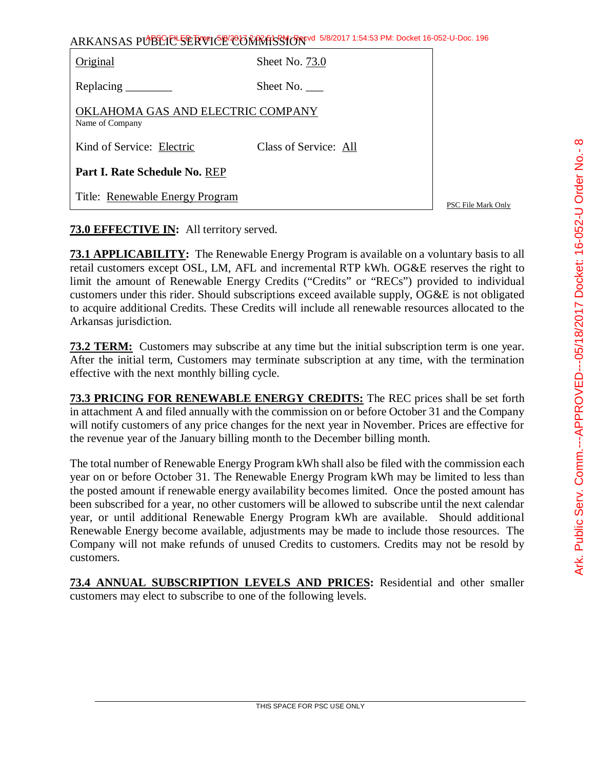ARKANSAS PUBLIC SERVICE COMMISSION

| | |
|---|---|
| Original | Sheet No. 73.0 |
| Replacing ________ | Sheet No. ___ |
| OKLAHOMA GAS AND ELECTRIC COMPANY<br>Name of Company | |
| Kind of Service: Electric | Class of Service: All |
| **Part I. Rate Schedule No.** REP | |
| Title: Renewable Energy Program | |

PSC File Mark Only

**73.0 EFFECTIVE IN:** All territory served.

**73.1 APPLICABILITY:** The Renewable Energy Program is available on a voluntary basis to all retail customers except OSL, LM, AFL and incremental RTP kWh. OG&E reserves the right to limit the amount of Renewable Energy Credits ("Credits" or "RECs") provided to individual customers under this rider. Should subscriptions exceed available supply, OG&E is not obligated to acquire additional Credits. These Credits will include all renewable resources allocated to the Arkansas jurisdiction.

**73.2 TERM:** Customers may subscribe at any time but the initial subscription term is one year. After the initial term, Customers may terminate subscription at any time, with the termination effective with the next monthly billing cycle.

**73.3 PRICING FOR RENEWABLE ENERGY CREDITS:** The REC prices shall be set forth in attachment A and filed annually with the commission on or before October 31 and the Company will notify customers of any price changes for the next year in November. Prices are effective for the revenue year of the January billing month to the December billing month.

The total number of Renewable Energy Program kWh shall also be filed with the commission each year on or before October 31. The Renewable Energy Program kWh may be limited to less than the posted amount if renewable energy availability becomes limited. Once the posted amount has been subscribed for a year, no other customers will be allowed to subscribe until the next calendar year, or until additional Renewable Energy Program kWh are available. Should additional Renewable Energy become available, adjustments may be made to include those resources. The Company will not make refunds of unused Credits to customers. Credits may not be resold by customers.

**73.4 ANNUAL SUBSCRIPTION LEVELS AND PRICES:** Residential and other smaller customers may elect to subscribe to one of the following levels.

THIS SPACE FOR PSC USE ONLY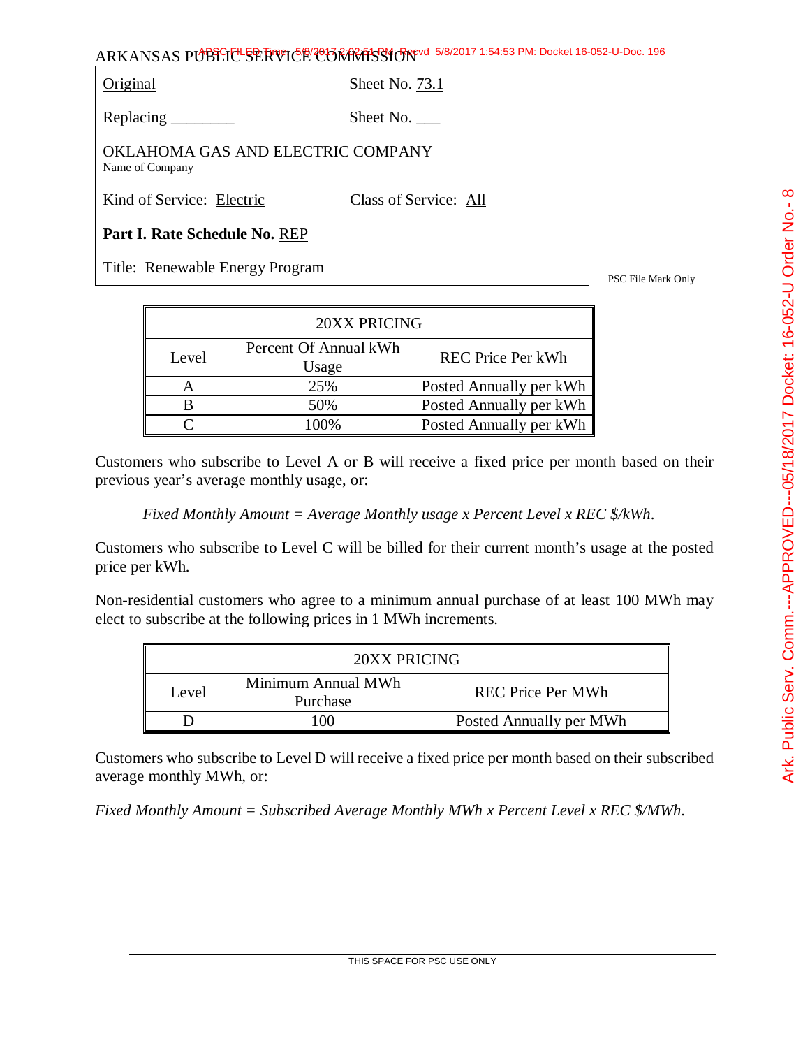ARKANSAS PUBLIC SERVICE COMMISSION

| | |
|---|---|
| Original | Sheet No. 73.1 |
| Replacing ________ | Sheet No. ___ |

OKLAHOMA GAS AND ELECTRIC COMPANY
Name of Company

Kind of Service: Electric    Class of Service: All

**Part I. Rate Schedule No.** REP

Title: Renewable Energy Program

PSC File Mark Only

| 20XX PRICING | | |
|---|---|---|
| Level | Percent Of Annual kWh Usage | REC Price Per kWh |
| A | 25% | Posted Annually per kWh |
| B | 50% | Posted Annually per kWh |
| C | 100% | Posted Annually per kWh |

Customers who subscribe to Level A or B will receive a fixed price per month based on their previous year's average monthly usage, or:

*Fixed Monthly Amount = Average Monthly usage x Percent Level x REC $/kWh.*

Customers who subscribe to Level C will be billed for their current month's usage at the posted price per kWh.

Non-residential customers who agree to a minimum annual purchase of at least 100 MWh may elect to subscribe at the following prices in 1 MWh increments.

| 20XX PRICING | | |
|---|---|---|
| Level | Minimum Annual MWh Purchase | REC Price Per MWh |
| D | 100 | Posted Annually per MWh |

Customers who subscribe to Level D will receive a fixed price per month based on their subscribed average monthly MWh, or:

*Fixed Monthly Amount = Subscribed Average Monthly MWh x Percent Level x REC $/MWh.*

THIS SPACE FOR PSC USE ONLY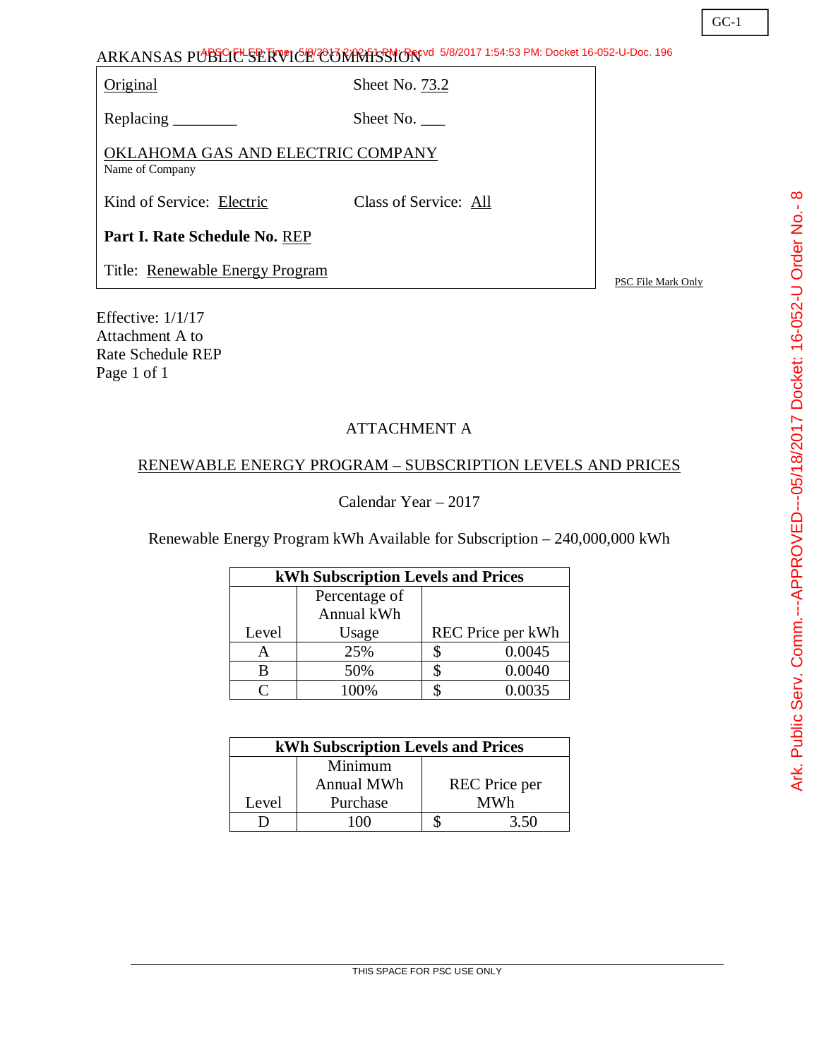GC-1

ARKANSAS PUBLIC SERVICE COMMISSION

APSC FILED Time: 5/8/2017 2:02:51 PM: Recvd 5/8/2017 1:54:53 PM: Docket 16-052-U-Doc. 196

| | |
|---|---|
| Original | Sheet No. 73.2 |
| Replacing ________ | Sheet No. ___ |
| OKLAHOMA GAS AND ELECTRIC COMPANY<br>Name of Company | |
| Kind of Service: Electric | Class of Service: All |
| **Part I. Rate Schedule No.** REP | |
| Title: Renewable Energy Program | |

PSC File Mark Only

Effective: 1/1/17
Attachment A to
Rate Schedule REP
Page 1 of 1

# ATTACHMENT A

## RENEWABLE ENERGY PROGRAM – SUBSCRIPTION LEVELS AND PRICES

Calendar Year – 2017

Renewable Energy Program kWh Available for Subscription – 240,000,000 kWh

| **kWh Subscription Levels and Prices** | | |
|---|---|---|
| Level | Percentage of Annual kWh Usage | REC Price per kWh |
| A | 25% | $ 0.0045 |
| B | 50% | $ 0.0040 |
| C | 100% | $ 0.0035 |

| **kWh Subscription Levels and Prices** | | |
|---|---|---|
| Level | Minimum Annual MWh Purchase | REC Price per MWh |
| D | 100 | $ 3.50 |

THIS SPACE FOR PSC USE ONLY

Ark. Public Serv. Comm.---APPROVED---05/18/2017 Docket: 16-052-U Order No. - 8